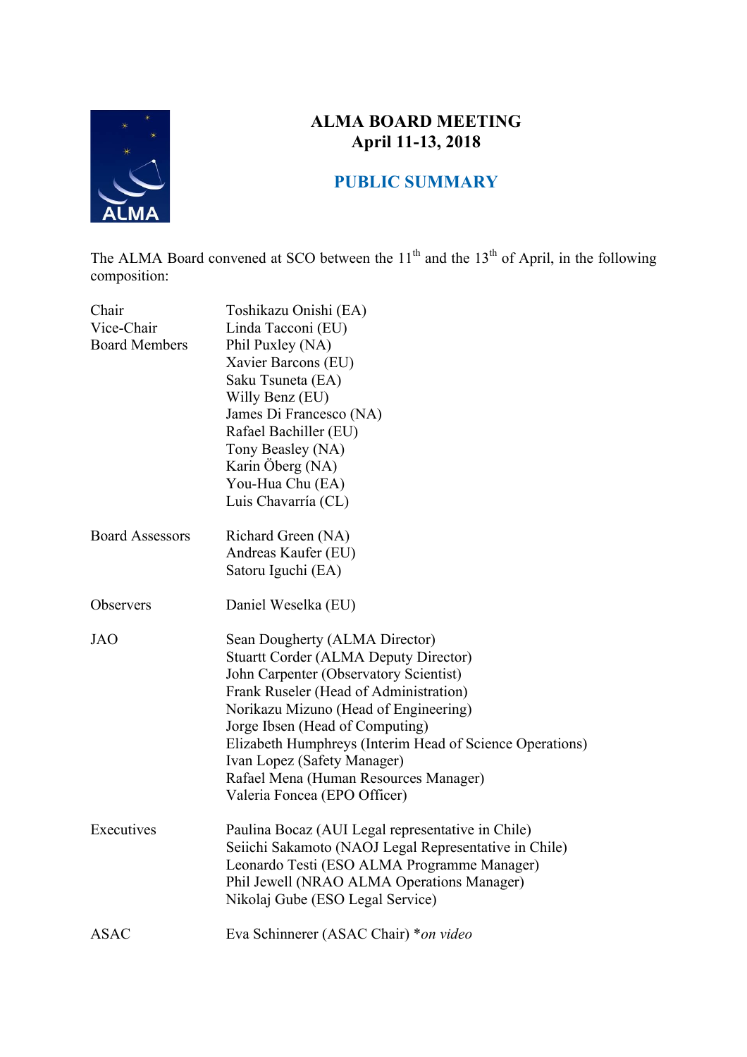# ALMA BOARD MEETING
## April 11-13, 2018

## PUBLIC SUMMARY

The ALMA Board convened at SCO between the 11th and the 13th of April, in the following composition:

| | |
|---|---|
| Chair | Toshikazu Onishi (EA) |
| Vice-Chair | Linda Tacconi (EU) |
| Board Members | Phil Puxley (NA) |
| | Xavier Barcons (EU) |
| | Saku Tsuneta (EA) |
| | Willy Benz (EU) |
| | James Di Francesco (NA) |
| | Rafael Bachiller (EU) |
| | Tony Beasley (NA) |
| | Karin Öberg (NA) |
| | You-Hua Chu (EA) |
| | Luis Chavarría (CL) |
| Board Assessors | Richard Green (NA) |
| | Andreas Kaufer (EU) |
| | Satoru Iguchi (EA) |
| Observers | Daniel Weselka (EU) |
| JAO | Sean Dougherty (ALMA Director) |
| | Stuartt Corder (ALMA Deputy Director) |
| | John Carpenter (Observatory Scientist) |
| | Frank Ruseler (Head of Administration) |
| | Norikazu Mizuno (Head of Engineering) |
| | Jorge Ibsen (Head of Computing) |
| | Elizabeth Humphreys (Interim Head of Science Operations) |
| | Ivan Lopez (Safety Manager) |
| | Rafael Mena (Human Resources Manager) |
| | Valeria Foncea (EPO Officer) |
| Executives | Paulina Bocaz (AUI Legal representative in Chile) |
| | Seiichi Sakamoto (NAOJ Legal Representative in Chile) |
| | Leonardo Testi (ESO ALMA Programme Manager) |
| | Phil Jewell (NRAO ALMA Operations Manager) |
| | Nikolaj Gube (ESO Legal Service) |
| ASAC | Eva Schinnerer (ASAC Chair) **on video* |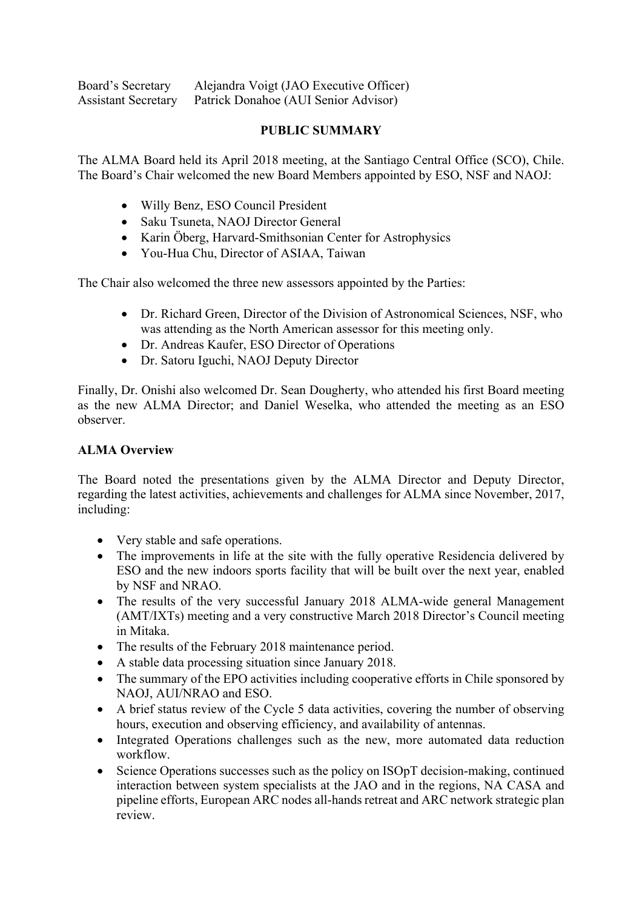Board's Secretary Alejandra Voigt (JAO Executive Officer)
Assistant Secretary Patrick Donahoe (AUI Senior Advisor)

**PUBLIC SUMMARY**

The ALMA Board held its April 2018 meeting, at the Santiago Central Office (SCO), Chile. The Board's Chair welcomed the new Board Members appointed by ESO, NSF and NAOJ:

- Willy Benz, ESO Council President
- Saku Tsuneta, NAOJ Director General
- Karin Öberg, Harvard-Smithsonian Center for Astrophysics
- You-Hua Chu, Director of ASIAA, Taiwan

The Chair also welcomed the three new assessors appointed by the Parties:

- Dr. Richard Green, Director of the Division of Astronomical Sciences, NSF, who was attending as the North American assessor for this meeting only.
- Dr. Andreas Kaufer, ESO Director of Operations
- Dr. Satoru Iguchi, NAOJ Deputy Director

Finally, Dr. Onishi also welcomed Dr. Sean Dougherty, who attended his first Board meeting as the new ALMA Director; and Daniel Weselka, who attended the meeting as an ESO observer.

**ALMA Overview**

The Board noted the presentations given by the ALMA Director and Deputy Director, regarding the latest activities, achievements and challenges for ALMA since November, 2017, including:

- Very stable and safe operations.
- The improvements in life at the site with the fully operative Residencia delivered by ESO and the new indoors sports facility that will be built over the next year, enabled by NSF and NRAO.
- The results of the very successful January 2018 ALMA-wide general Management (AMT/IXTs) meeting and a very constructive March 2018 Director's Council meeting in Mitaka.
- The results of the February 2018 maintenance period.
- A stable data processing situation since January 2018.
- The summary of the EPO activities including cooperative efforts in Chile sponsored by NAOJ, AUI/NRAO and ESO.
- A brief status review of the Cycle 5 data activities, covering the number of observing hours, execution and observing efficiency, and availability of antennas.
- Integrated Operations challenges such as the new, more automated data reduction workflow.
- Science Operations successes such as the policy on ISOpT decision-making, continued interaction between system specialists at the JAO and in the regions, NA CASA and pipeline efforts, European ARC nodes all-hands retreat and ARC network strategic plan review.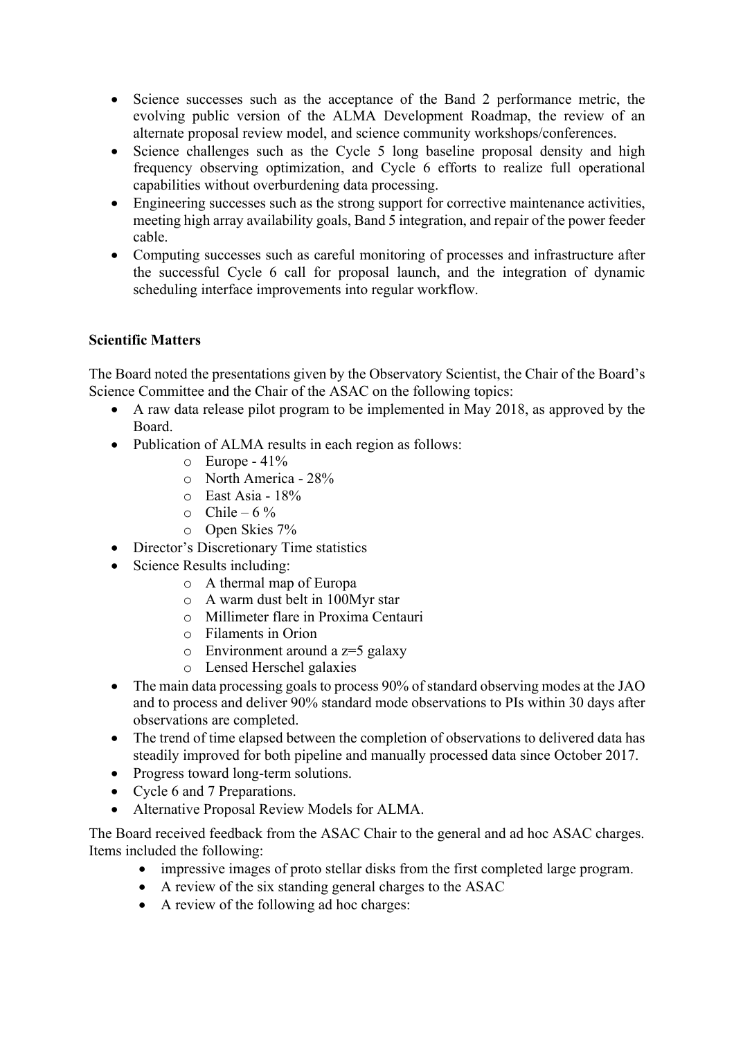- Science successes such as the acceptance of the Band 2 performance metric, the evolving public version of the ALMA Development Roadmap, the review of an alternate proposal review model, and science community workshops/conferences.
- Science challenges such as the Cycle 5 long baseline proposal density and high frequency observing optimization, and Cycle 6 efforts to realize full operational capabilities without overburdening data processing.
- Engineering successes such as the strong support for corrective maintenance activities, meeting high array availability goals, Band 5 integration, and repair of the power feeder cable.
- Computing successes such as careful monitoring of processes and infrastructure after the successful Cycle 6 call for proposal launch, and the integration of dynamic scheduling interface improvements into regular workflow.

**Scientific Matters**

The Board noted the presentations given by the Observatory Scientist, the Chair of the Board's Science Committee and the Chair of the ASAC on the following topics:

- A raw data release pilot program to be implemented in May 2018, as approved by the Board.
- Publication of ALMA results in each region as follows:
  - Europe - 41%
  - North America - 28%
  - East Asia - 18%
  - Chile – 6 %
  - Open Skies 7%
- Director's Discretionary Time statistics
- Science Results including:
  - A thermal map of Europa
  - A warm dust belt in 100Myr star
  - Millimeter flare in Proxima Centauri
  - Filaments in Orion
  - Environment around a z=5 galaxy
  - Lensed Herschel galaxies
- The main data processing goals to process 90% of standard observing modes at the JAO and to process and deliver 90% standard mode observations to PIs within 30 days after observations are completed.
- The trend of time elapsed between the completion of observations to delivered data has steadily improved for both pipeline and manually processed data since October 2017.
- Progress toward long-term solutions.
- Cycle 6 and 7 Preparations.
- Alternative Proposal Review Models for ALMA.

The Board received feedback from the ASAC Chair to the general and ad hoc ASAC charges. Items included the following:

- impressive images of proto stellar disks from the first completed large program.
- A review of the six standing general charges to the ASAC
- A review of the following ad hoc charges: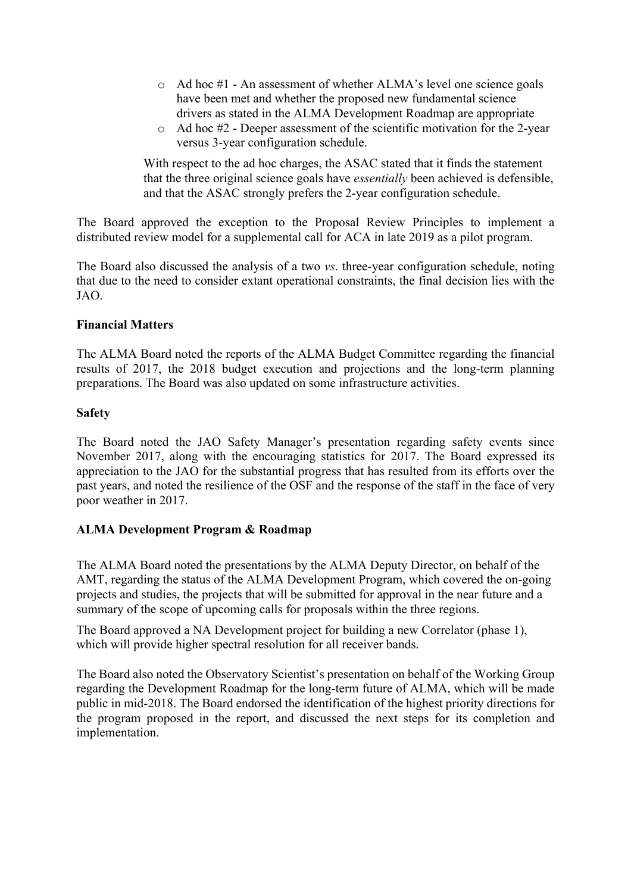- Ad hoc #1 - An assessment of whether ALMA's level one science goals have been met and whether the proposed new fundamental science drivers as stated in the ALMA Development Roadmap are appropriate
- Ad hoc #2 - Deeper assessment of the scientific motivation for the 2-year versus 3-year configuration schedule.

With respect to the ad hoc charges, the ASAC stated that it finds the statement that the three original science goals have *essentially* been achieved is defensible, and that the ASAC strongly prefers the 2-year configuration schedule.

The Board approved the exception to the Proposal Review Principles to implement a distributed review model for a supplemental call for ACA in late 2019 as a pilot program.

The Board also discussed the analysis of a two *vs*. three-year configuration schedule, noting that due to the need to consider extant operational constraints, the final decision lies with the JAO.

**Financial Matters**

The ALMA Board noted the reports of the ALMA Budget Committee regarding the financial results of 2017, the 2018 budget execution and projections and the long-term planning preparations. The Board was also updated on some infrastructure activities.

**Safety**

The Board noted the JAO Safety Manager's presentation regarding safety events since November 2017, along with the encouraging statistics for 2017. The Board expressed its appreciation to the JAO for the substantial progress that has resulted from its efforts over the past years, and noted the resilience of the OSF and the response of the staff in the face of very poor weather in 2017.

**ALMA Development Program & Roadmap**

The ALMA Board noted the presentations by the ALMA Deputy Director, on behalf of the AMT, regarding the status of the ALMA Development Program, which covered the on-going projects and studies, the projects that will be submitted for approval in the near future and a summary of the scope of upcoming calls for proposals within the three regions.

The Board approved a NA Development project for building a new Correlator (phase 1), which will provide higher spectral resolution for all receiver bands.

The Board also noted the Observatory Scientist's presentation on behalf of the Working Group regarding the Development Roadmap for the long-term future of ALMA, which will be made public in mid-2018. The Board endorsed the identification of the highest priority directions for the program proposed in the report, and discussed the next steps for its completion and implementation.